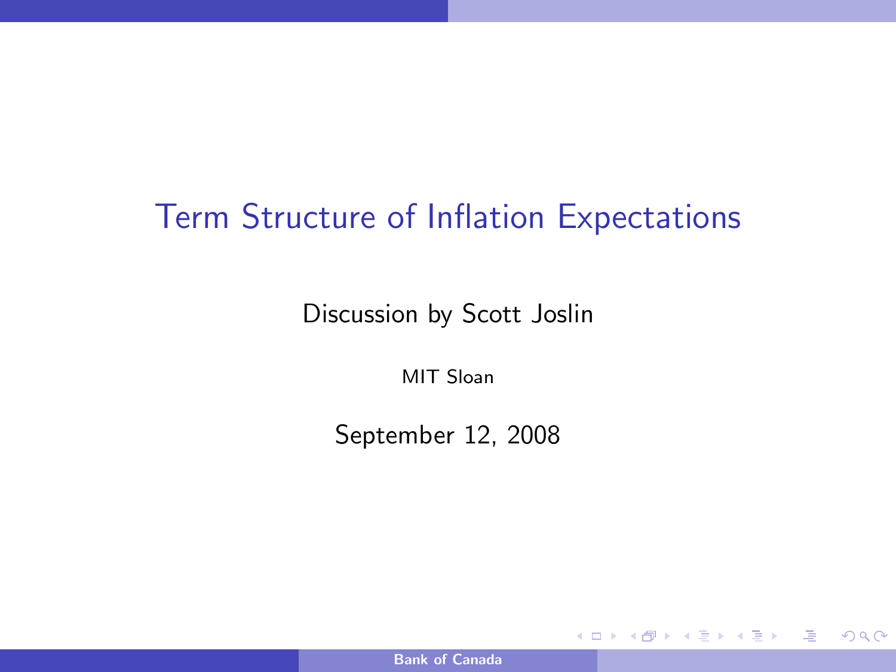# Term Structure of Inflation Expectations

Discussion by Scott Joslin

MIT Sloan

September 12, 2008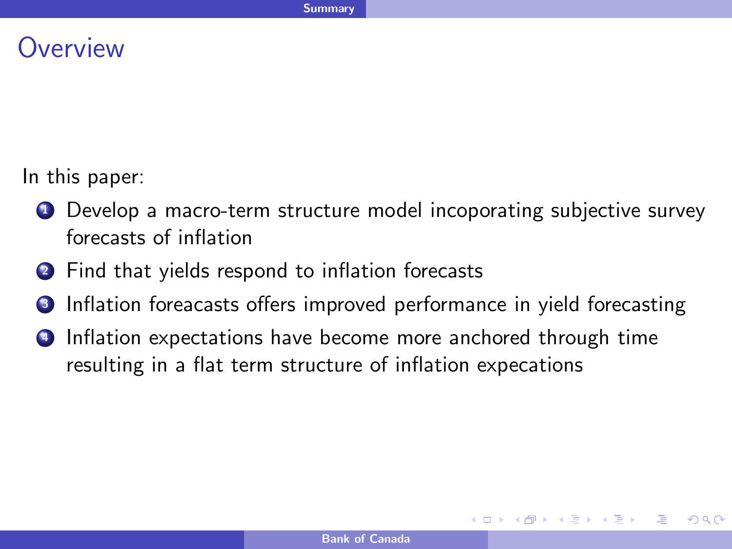# Overview

In this paper:

1. Develop a macro-term structure model incoporating subjective survey forecasts of inflation
2. Find that yields respond to inflation forecasts
3. Inflation foreacasts offers improved performance in yield forecasting
4. Inflation expectations have become more anchored through time resulting in a flat term structure of inflation expecations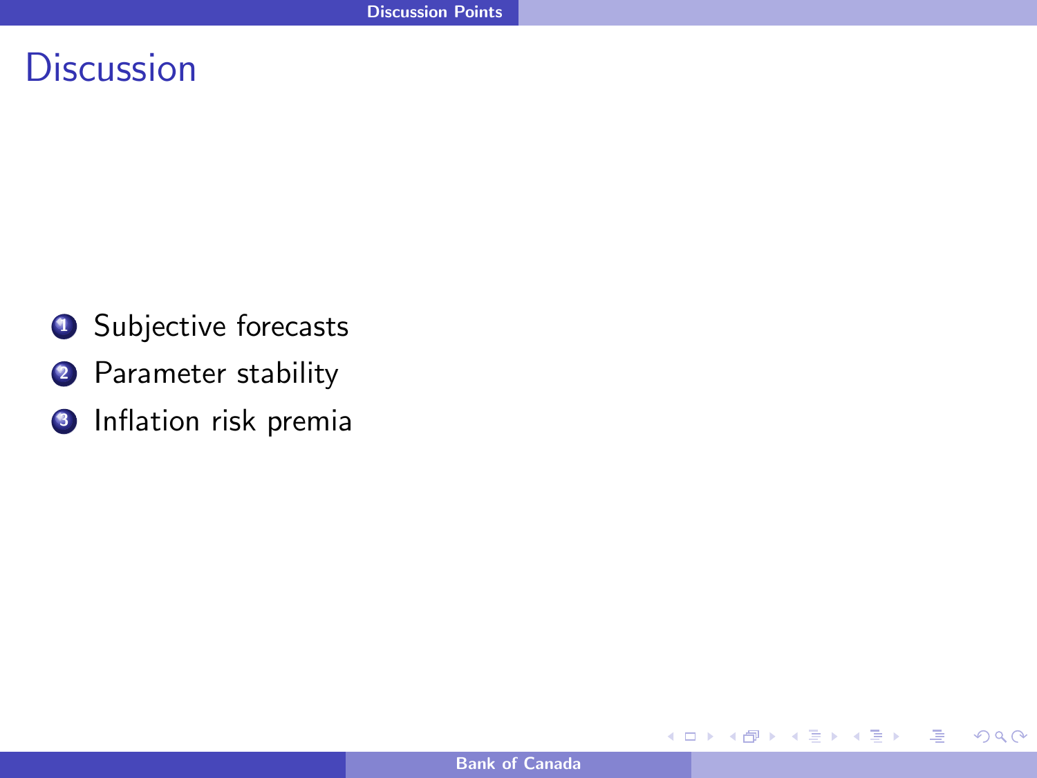# Discussion

1. Subjective forecasts
2. Parameter stability
3. Inflation risk premia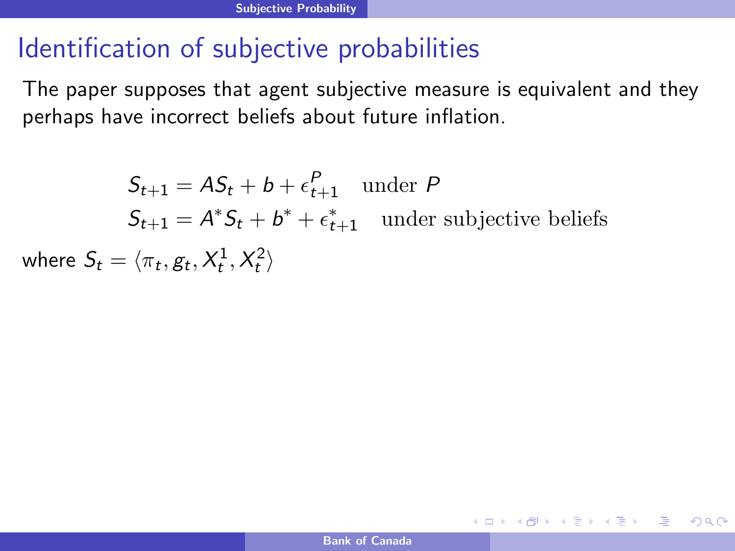# Identification of subjective probabilities

The paper supposes that agent subjective measure is equivalent and they perhaps have incorrect beliefs about future inflation.

$$
\begin{aligned}
S_{t+1} &= AS_t + b + \epsilon_{t+1}^P \quad \text{under } P \\
S_{t+1} &= A^* S_t + b^* + \epsilon_{t+1}^* \quad \text{under subjective beliefs}
\end{aligned}
$$

where $S_t = \langle \pi_t, g_t, X_t^1, X_t^2 \rangle$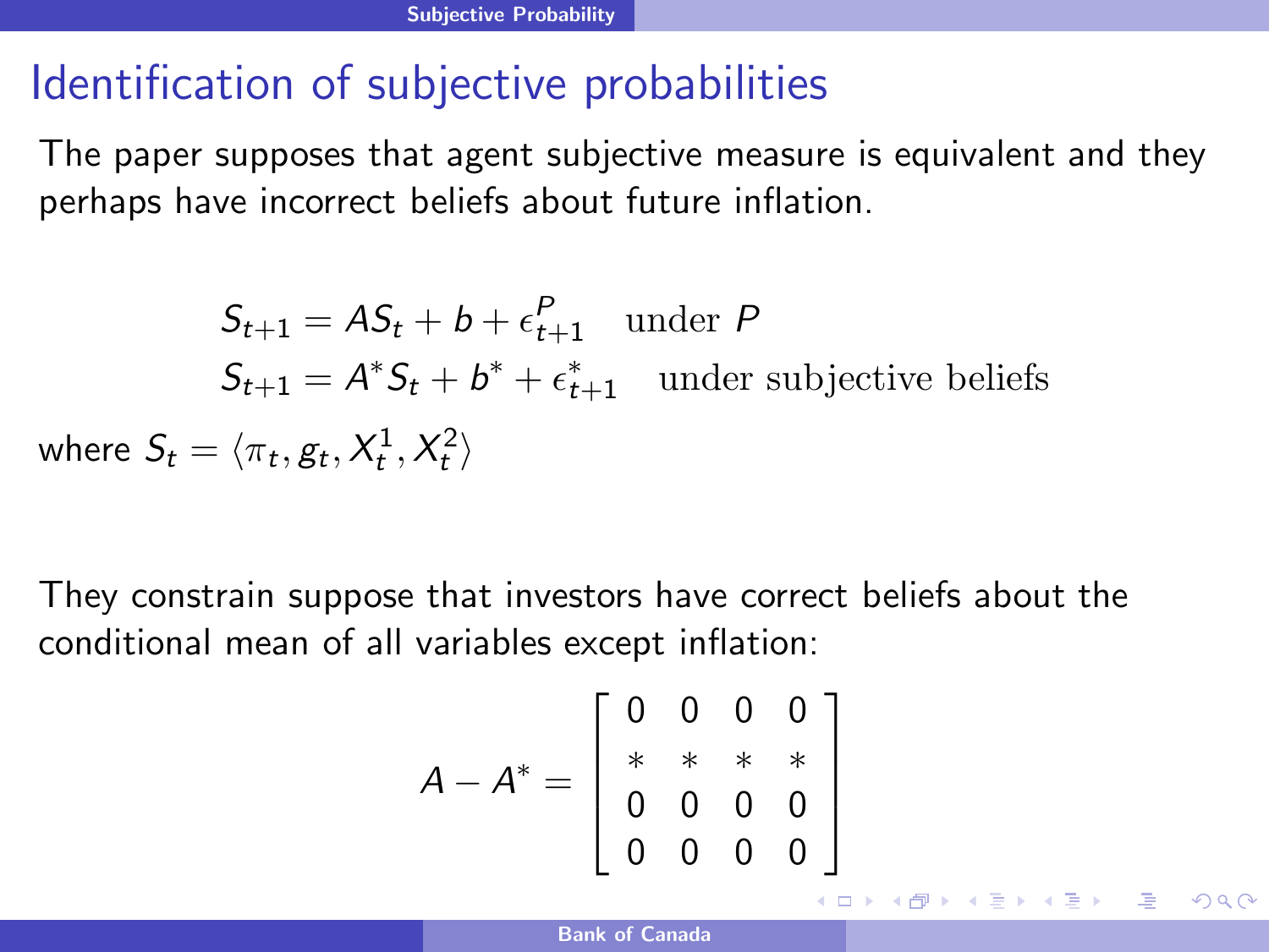# Identification of subjective probabilities

The paper supposes that agent subjective measure is equivalent and they perhaps have incorrect beliefs about future inflation.

$$
\begin{aligned}
S_{t+1} &= AS_t + b + \epsilon^P_{t+1} \quad \text{under } P \\
S_{t+1} &= A^* S_t + b^* + \epsilon^*_{t+1} \quad \text{under subjective beliefs}
\end{aligned}
$$

where $S_t = \langle \pi_t, g_t, X^1_t, X^2_t \rangle$

They constrain suppose that investors have correct beliefs about the conditional mean of all variables except inflation:

$$
A - A^* = \begin{bmatrix} 0 & 0 & 0 & 0 \\ * & * & * & * \\ 0 & 0 & 0 & 0 \\ 0 & 0 & 0 & 0 \end{bmatrix}
$$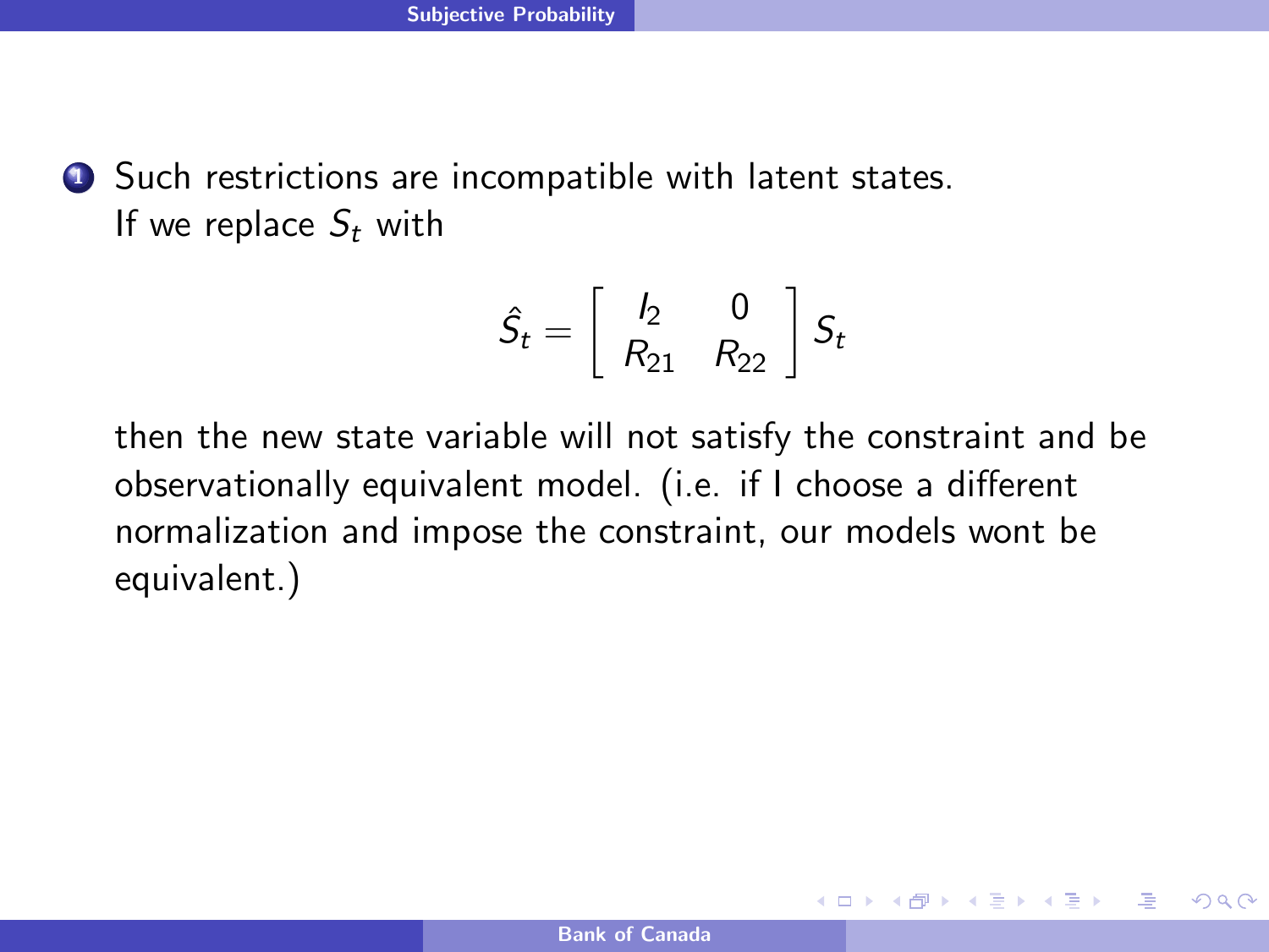1. Such restrictions are incompatible with latent states. If we replace $S_t$ with

$$\hat{S}_t = \begin{bmatrix} I_2 & 0 \\ R_{21} & R_{22} \end{bmatrix} S_t$$

then the new state variable will not satisfy the constraint and be observationally equivalent model. (i.e. if I choose a different normalization and impose the constraint, our models wont be equivalent.)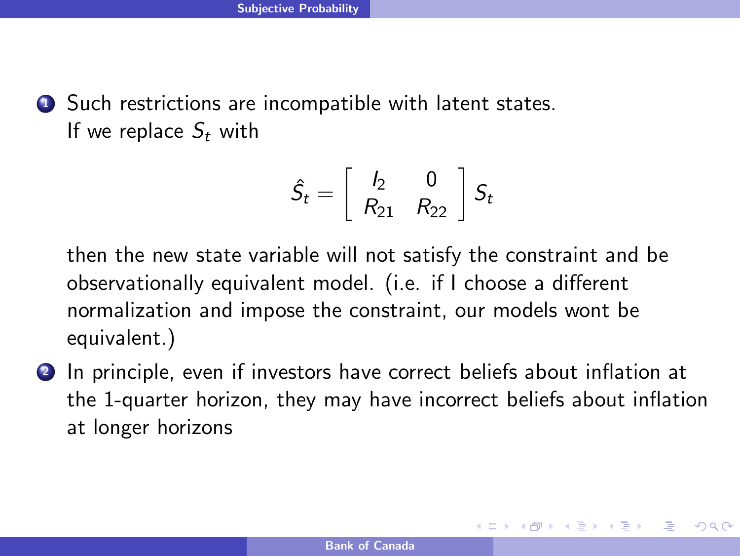1. Such restrictions are incompatible with latent states. If we replace $S_t$ with

$$\hat{S}_t = \left[ \begin{array}{cc} I_2 & 0 \\ R_{21} & R_{22} \end{array} \right] S_t$$

then the new state variable will not satisfy the constraint and be observationally equivalent model. (i.e. if I choose a different normalization and impose the constraint, our models wont be equivalent.)

2. In principle, even if investors have correct beliefs about inflation at the 1-quarter horizon, they may have incorrect beliefs about inflation at longer horizons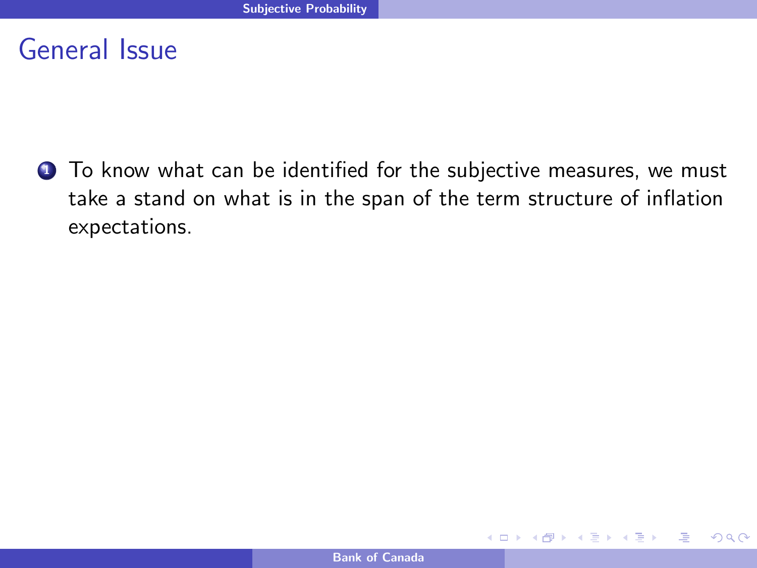# General Issue

1. To know what can be identified for the subjective measures, we must take a stand on what is in the span of the term structure of inflation expectations.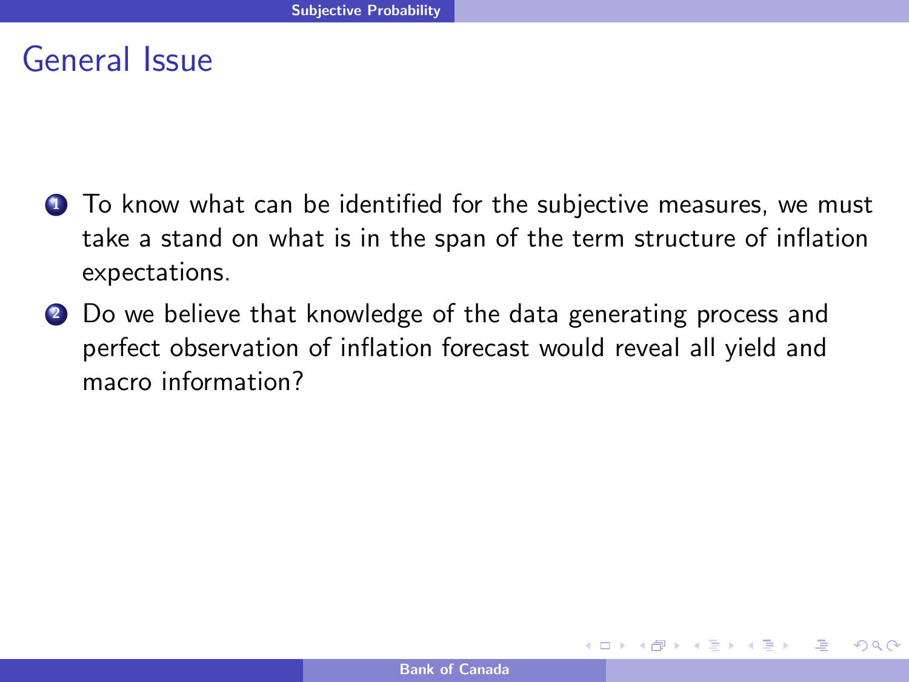# General Issue

1. To know what can be identified for the subjective measures, we must take a stand on what is in the span of the term structure of inflation expectations.
2. Do we believe that knowledge of the data generating process and perfect observation of inflation forecast would reveal all yield and macro information?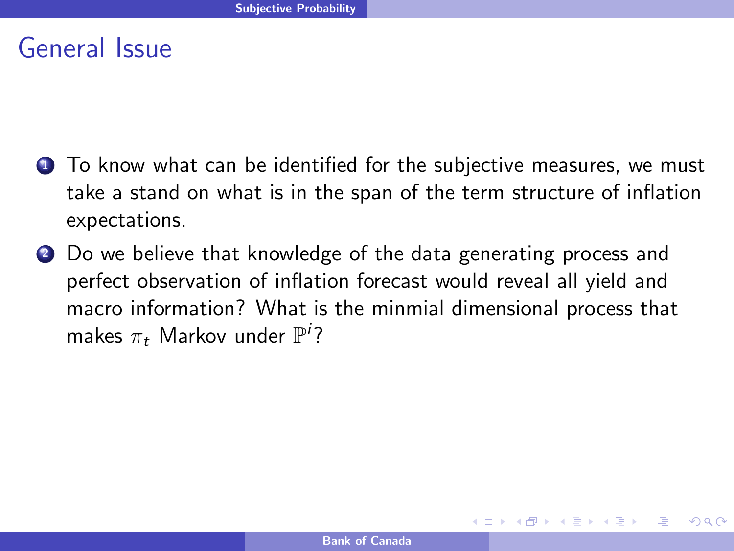# General Issue

1. To know what can be identified for the subjective measures, we must take a stand on what is in the span of the term structure of inflation expectations.
2. Do we believe that knowledge of the data generating process and perfect observation of inflation forecast would reveal all yield and macro information? What is the minmial dimensional process that makes $\pi_t$ Markov under $\mathbb{P}^i$?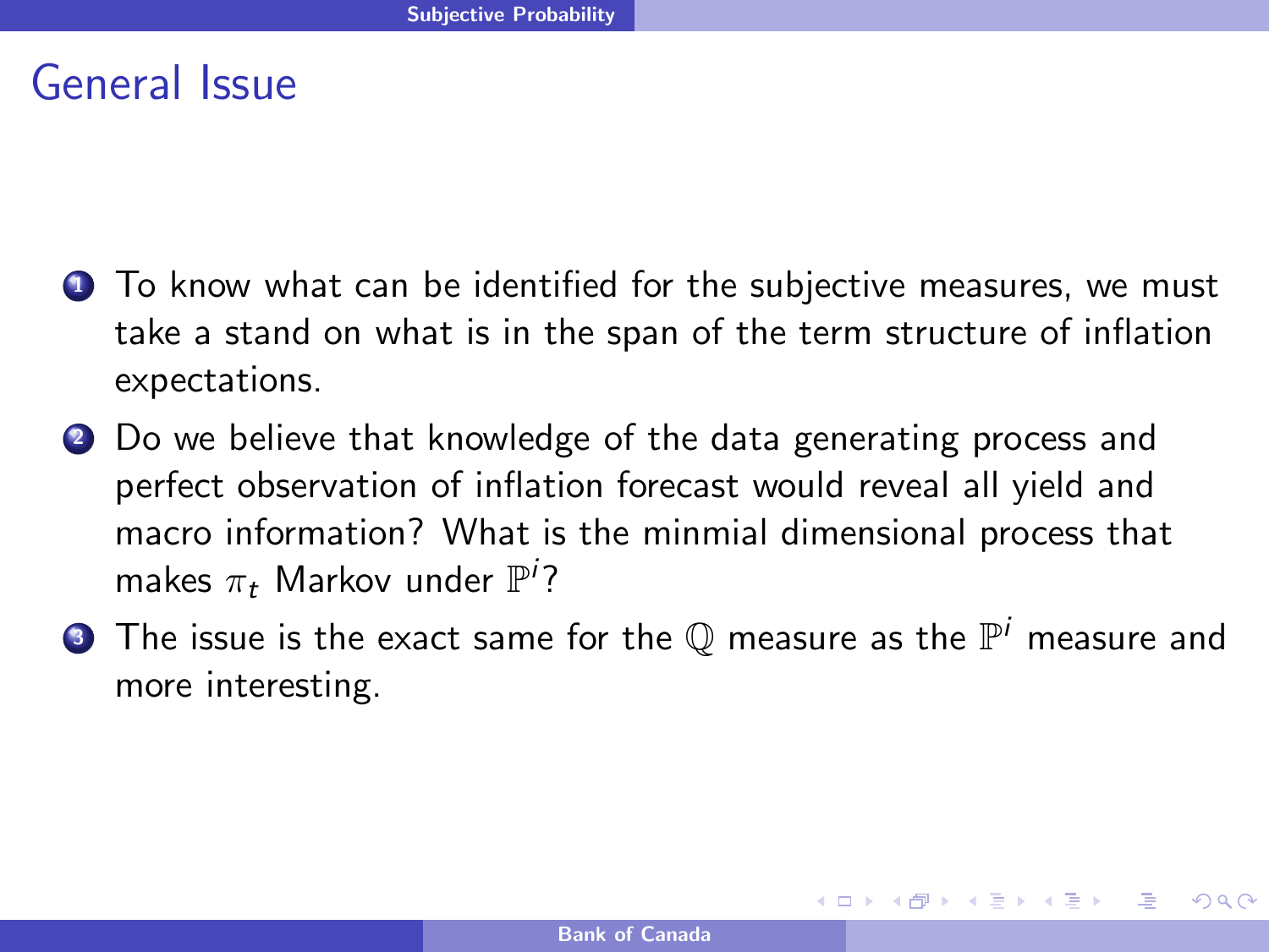# General Issue

1. To know what can be identified for the subjective measures, we must take a stand on what is in the span of the term structure of inflation expectations.
2. Do we believe that knowledge of the data generating process and perfect observation of inflation forecast would reveal all yield and macro information? What is the minmial dimensional process that makes $\pi_t$ Markov under $\mathbb{P}^i$?
3. The issue is the exact same for the $\mathbb{Q}$ measure as the $\mathbb{P}^i$ measure and more interesting.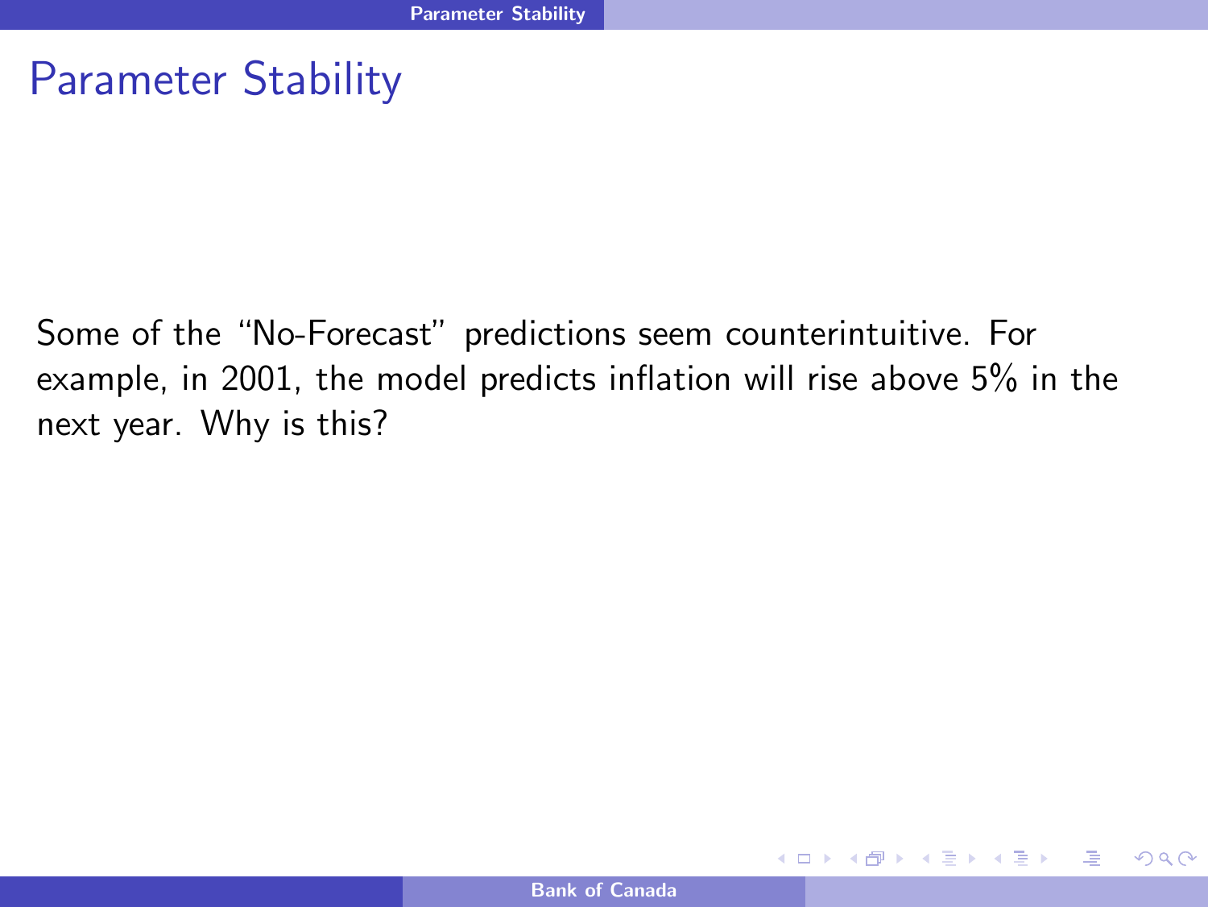# Parameter Stability

Some of the “No-Forecast” predictions seem counterintuitive. For example, in 2001, the model predicts inflation will rise above 5% in the next year. Why is this?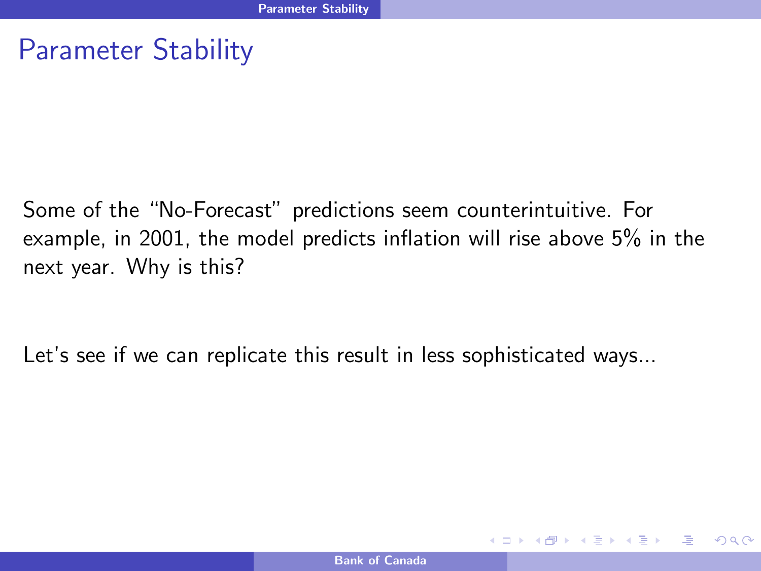# Parameter Stability

Some of the "No-Forecast" predictions seem counterintuitive. For example, in 2001, the model predicts inflation will rise above 5% in the next year. Why is this?

Let's see if we can replicate this result in less sophisticated ways...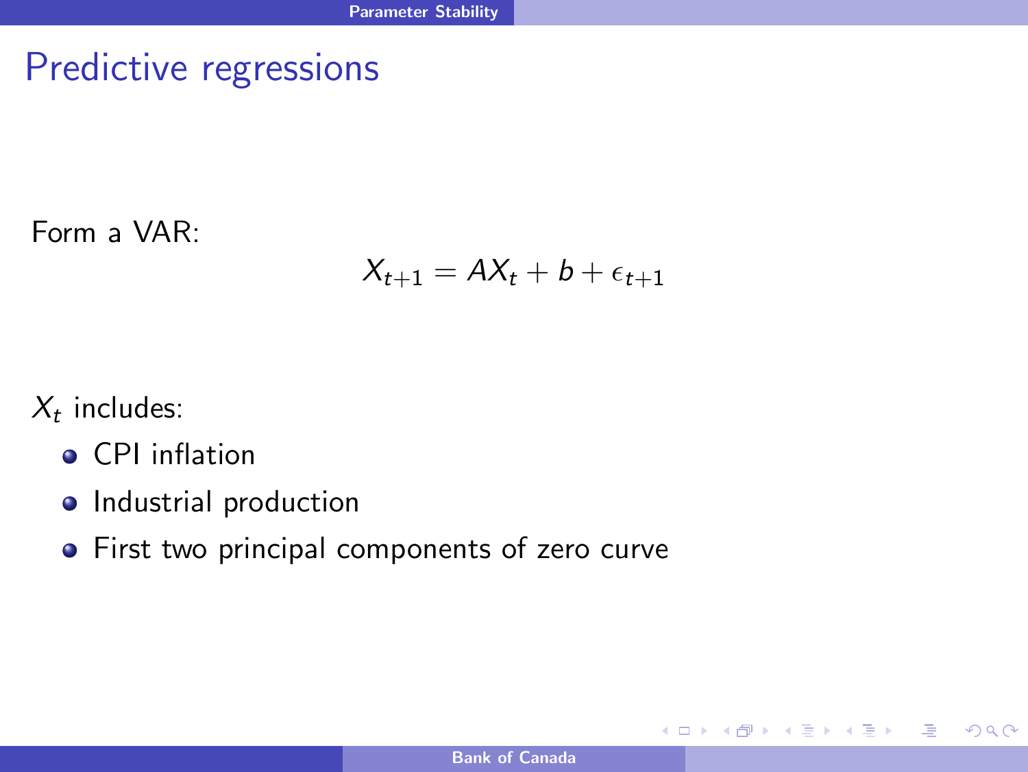# Predictive regressions

Form a VAR:

$$X_{t+1} = AX_t + b + \epsilon_{t+1}$$

$X_t$ includes:

- CPI inflation
- Industrial production
- First two principal components of zero curve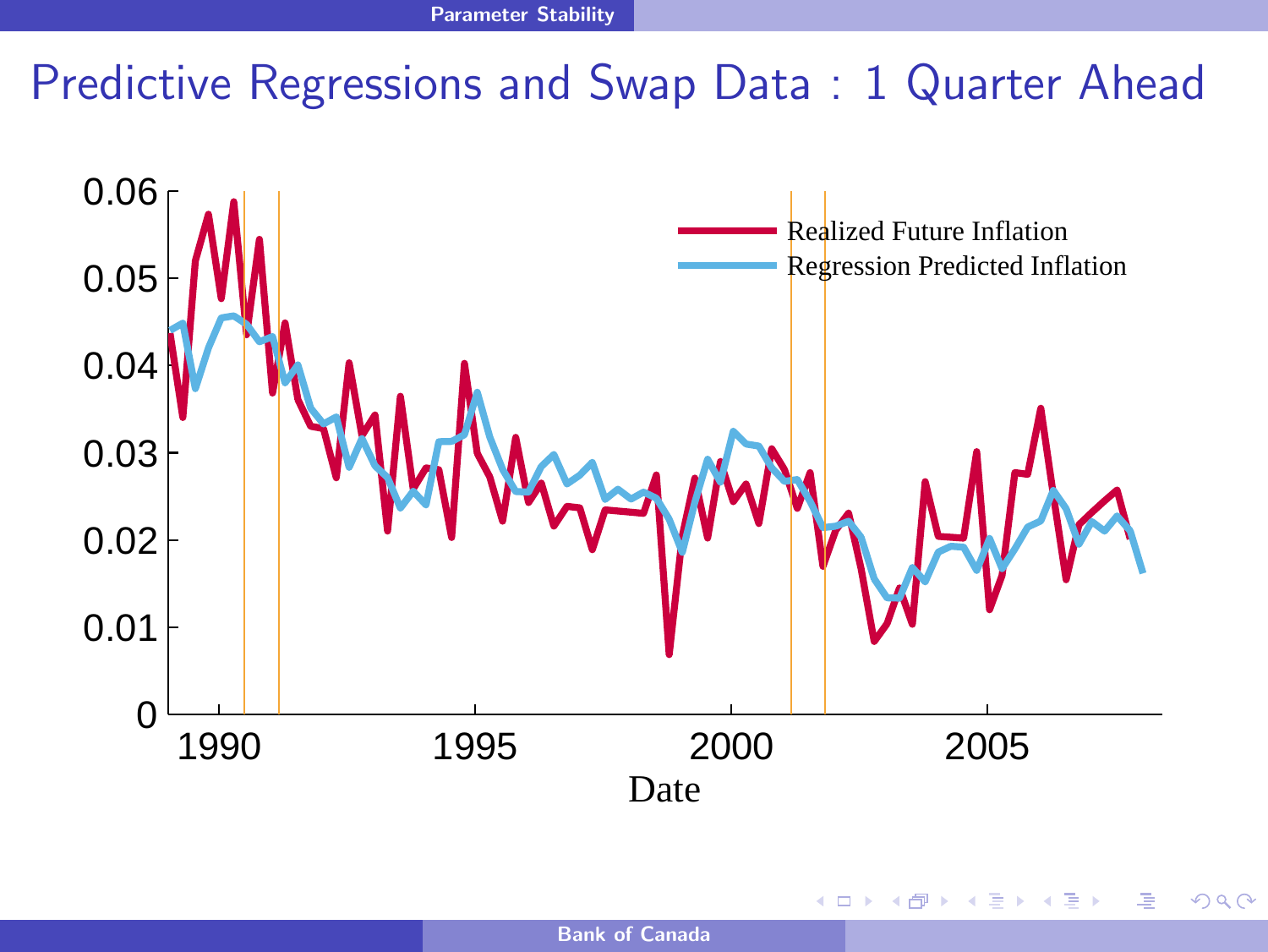# Predictive Regressions and Swap Data : 1 Quarter Ahead

Realized Future Inflation

Regression Predicted Inflation

0.06

0.05

0.04

0.03

0.02

0.01

0

1990 1995 2000 2005

Date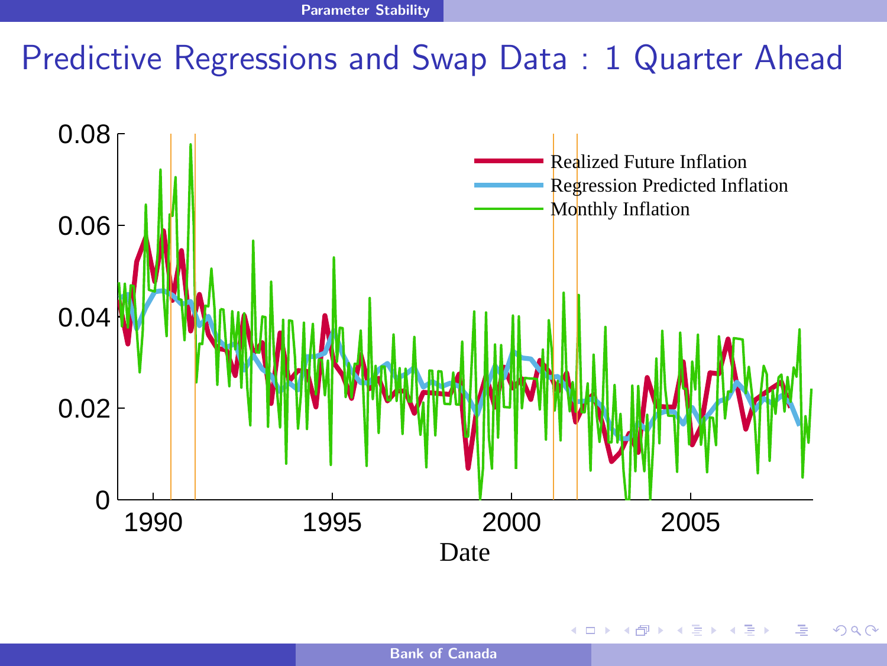# Predictive Regressions and Swap Data : 1 Quarter Ahead

Realized Future Inflation

Regression Predicted Inflation

Monthly Inflation

Date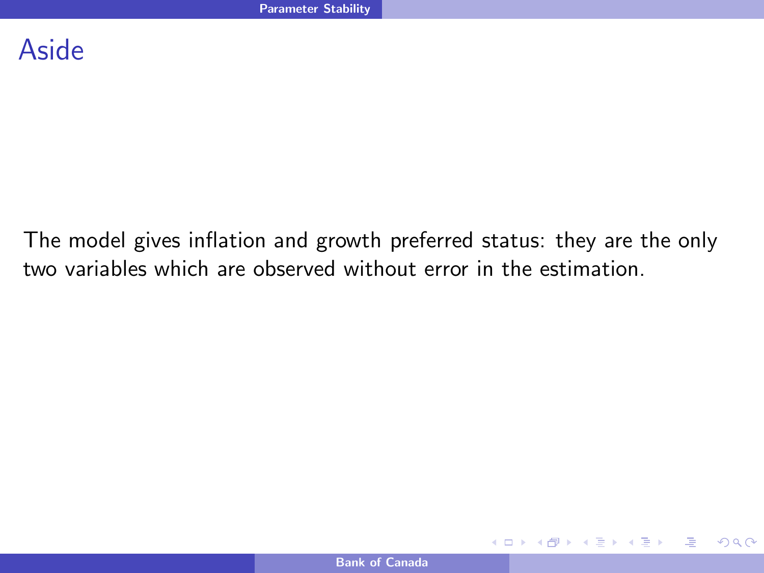# Aside

The model gives inflation and growth preferred status: they are the only two variables which are observed without error in the estimation.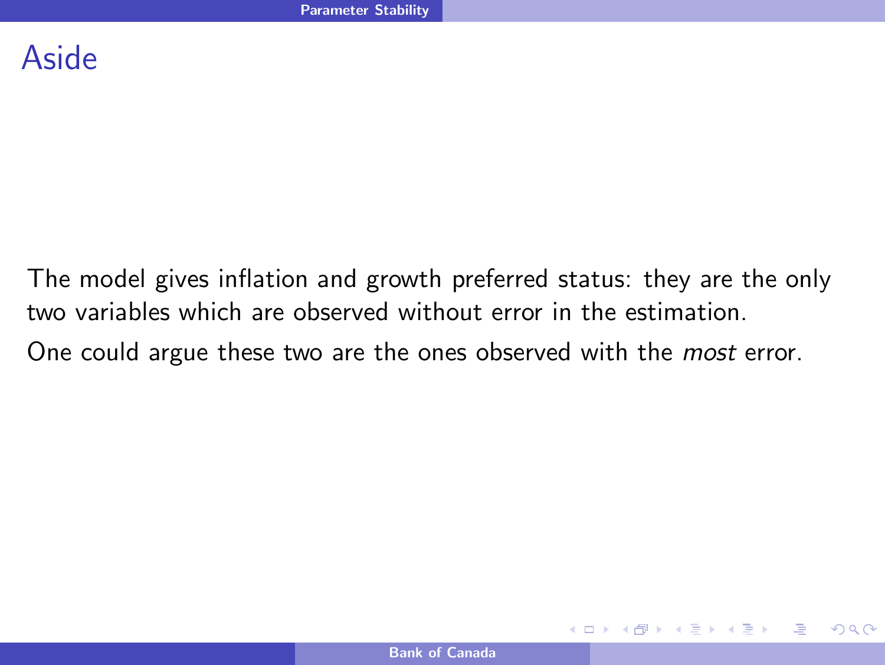# Aside

The model gives inflation and growth preferred status: they are the only two variables which are observed without error in the estimation.

One could argue these two are the ones observed with the *most* error.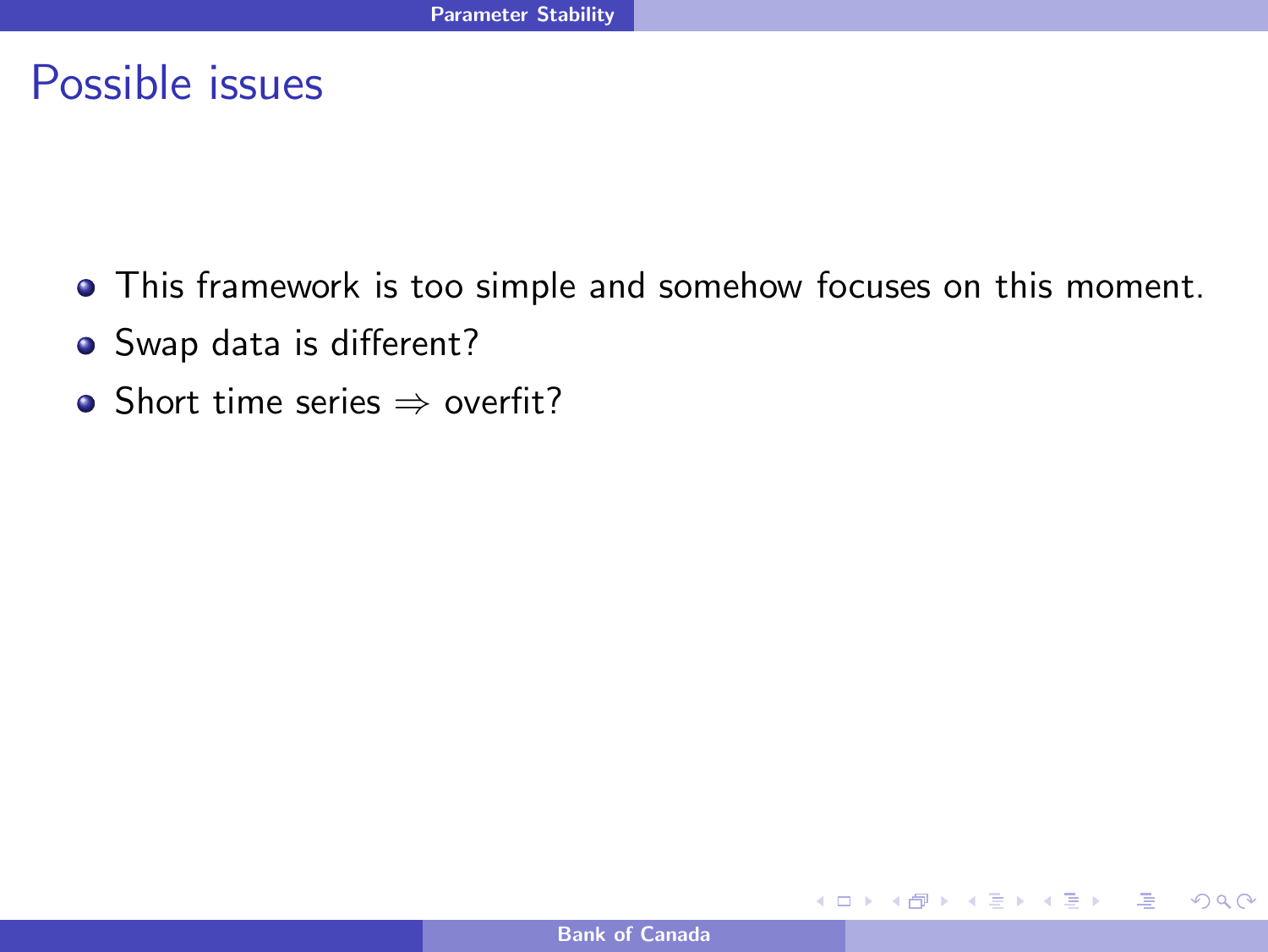# Possible issues

- This framework is too simple and somehow focuses on this moment.
- Swap data is different?
- Short time series $\Rightarrow$ overfit?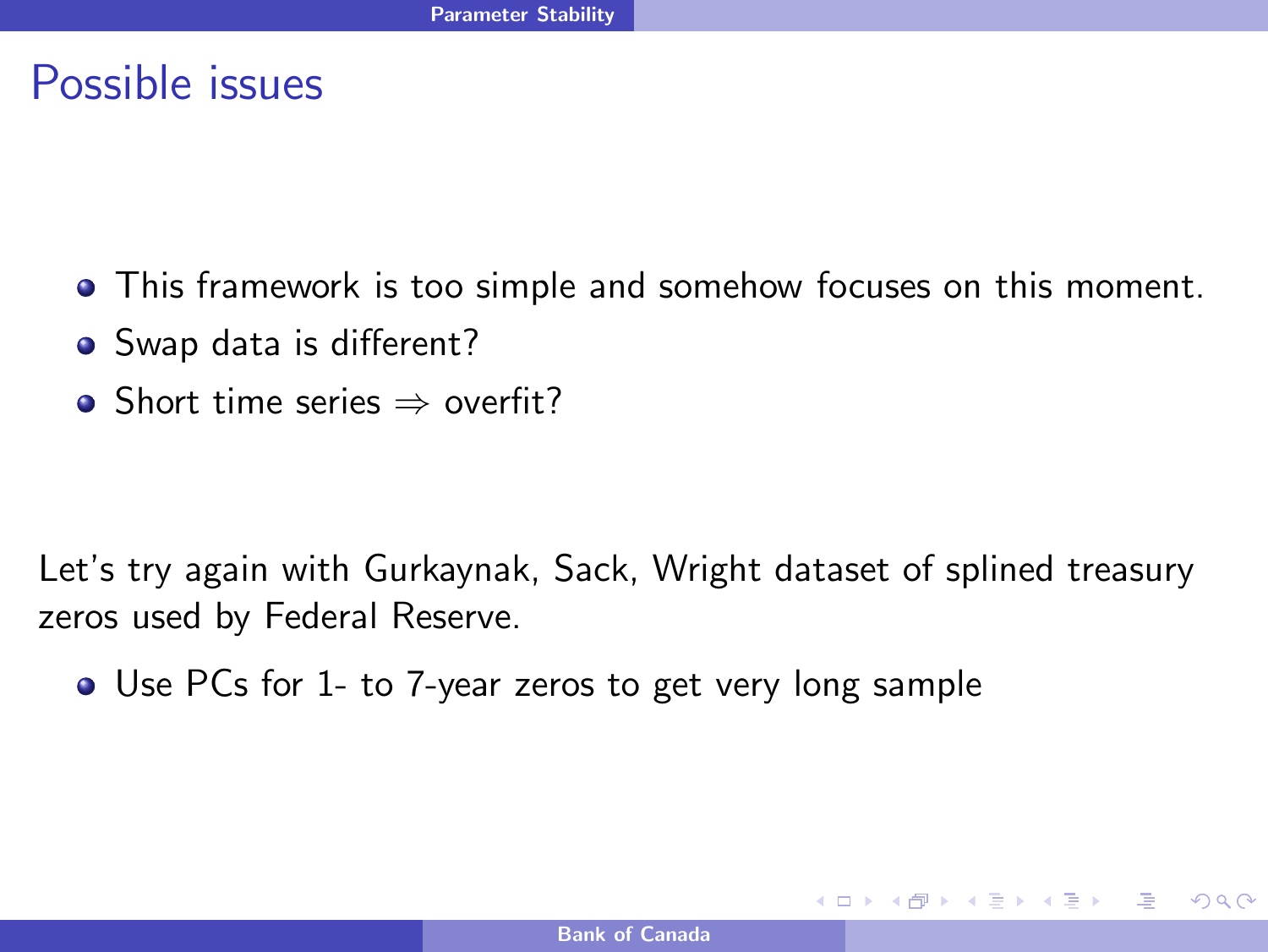# Possible issues

- This framework is too simple and somehow focuses on this moment.
- Swap data is different?
- Short time series $\Rightarrow$ overfit?

Let's try again with Gurkaynak, Sack, Wright dataset of splined treasury zeros used by Federal Reserve.

- Use PCs for 1- to 7-year zeros to get very long sample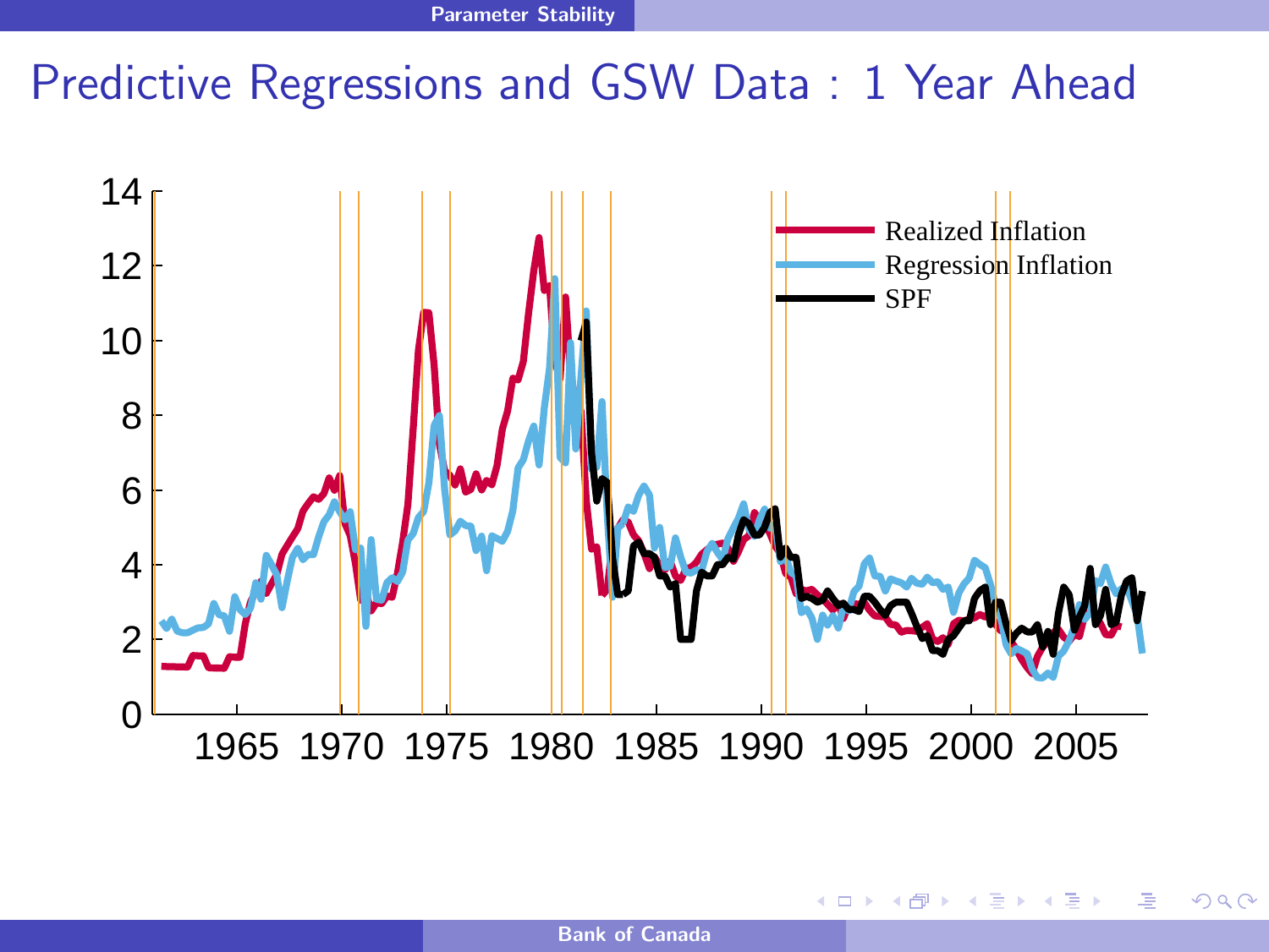# Predictive Regressions and GSW Data : 1 Year Ahead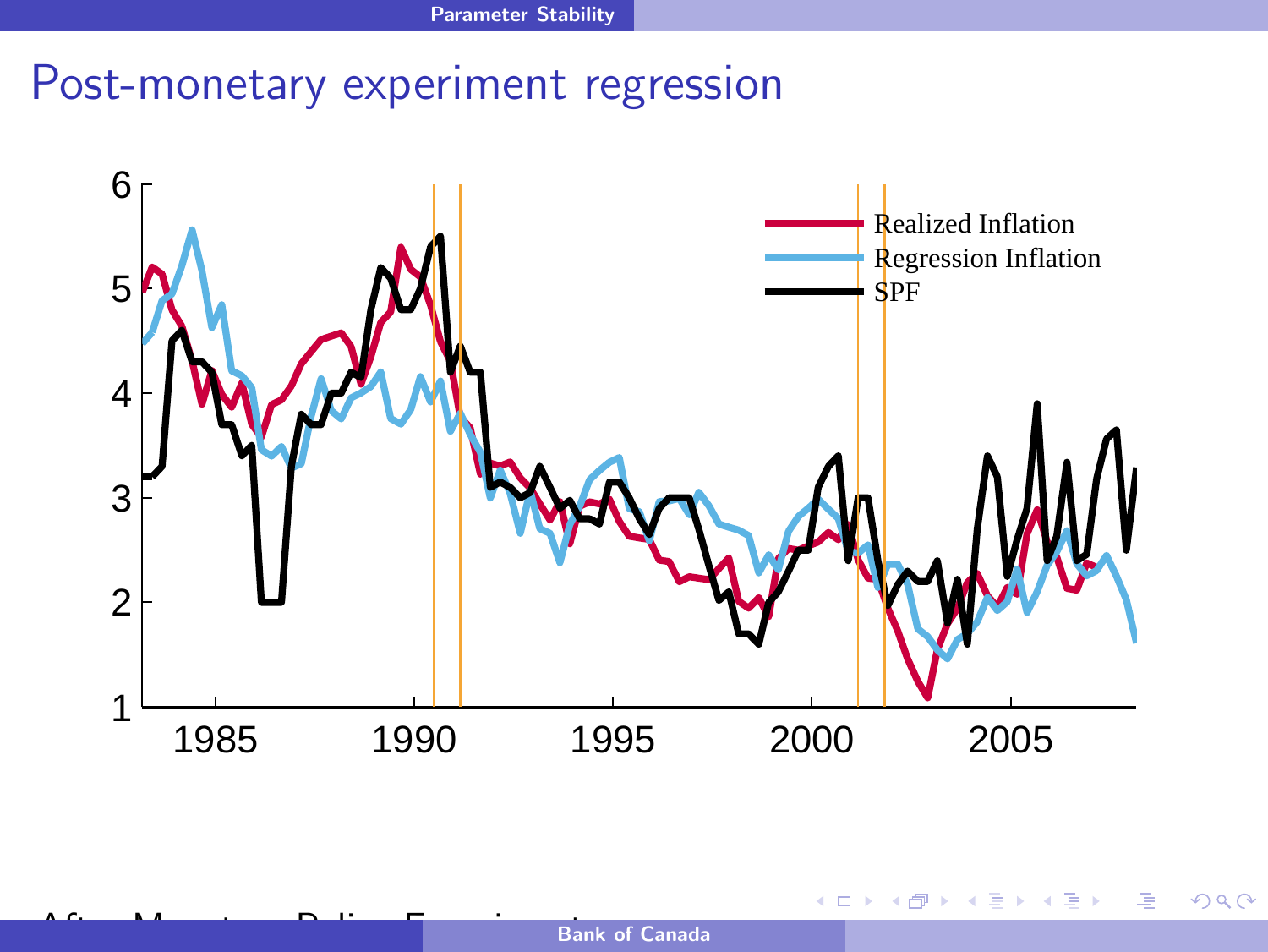# Post-monetary experiment regression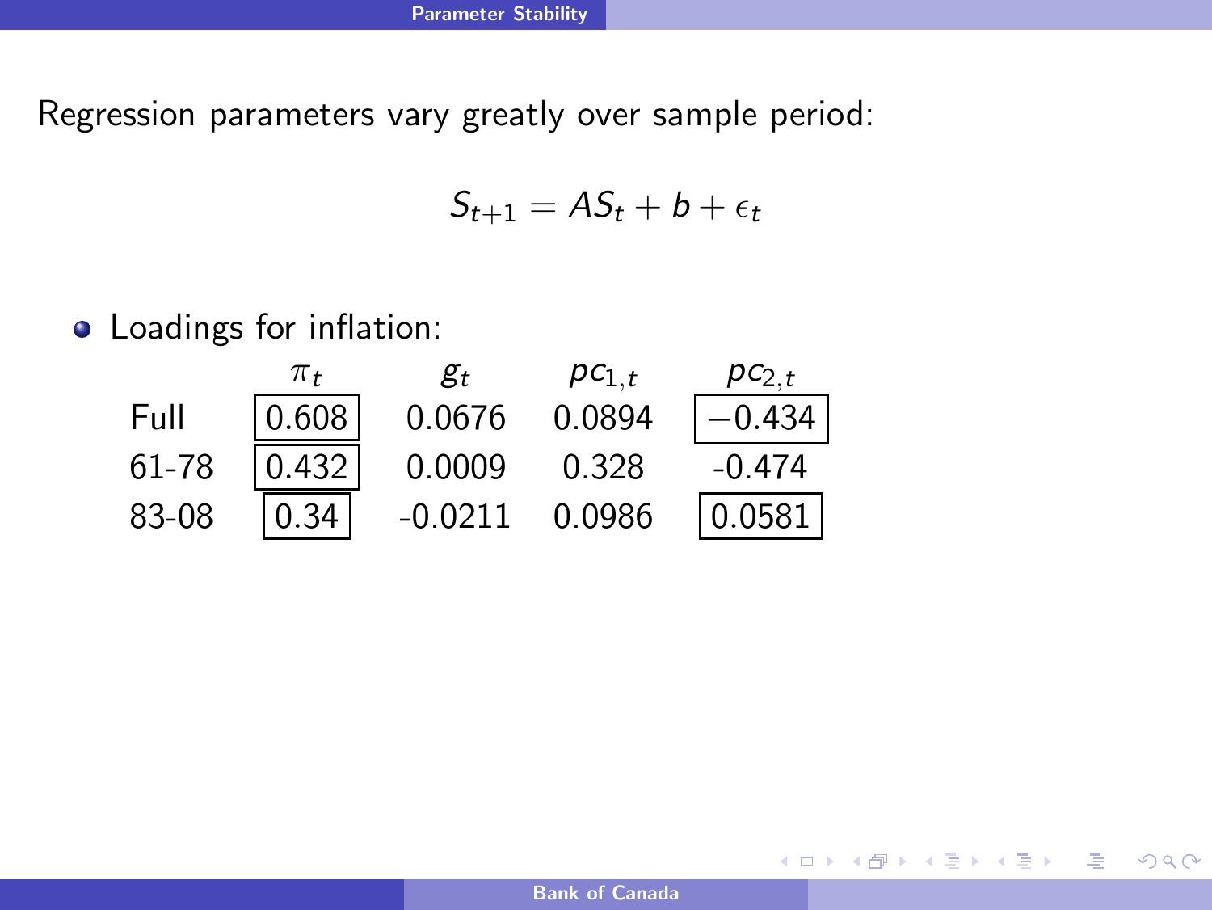## Parameter Stability

Regression parameters vary greatly over sample period:

$$S_{t+1} = AS_t + b + \epsilon_t$$

- Loadings for inflation:

| | $\pi_t$ | $g_t$ | $pc_{1,t}$ | $pc_{2,t}$ |
|---|---|---|---|---|
| Full | 0.608 | 0.0676 | 0.0894 | $-0.434$ |
| 61-78 | 0.432 | 0.0009 | 0.328 | -0.474 |
| 83-08 | 0.34 | -0.0211 | 0.0986 | 0.0581 |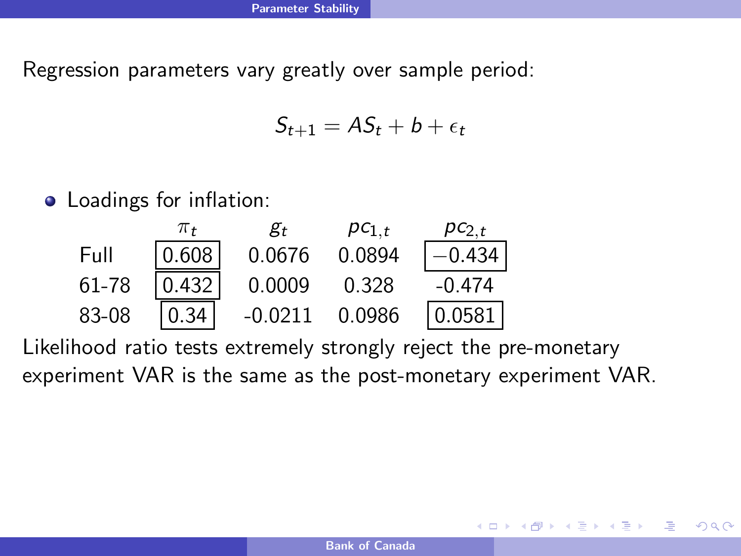## Parameter Stability

Regression parameters vary greatly over sample period:

$$S_{t+1} = AS_t + b + \epsilon_t$$

- Loadings for inflation:

| | $\pi_t$ | $g_t$ | $pc_{1,t}$ | $pc_{2,t}$ |
|---|---|---|---|---|
| Full | 0.608 | 0.0676 | 0.0894 | $-0.434$ |
| 61-78 | 0.432 | 0.0009 | 0.328 | -0.474 |
| 83-08 | 0.34 | -0.0211 | 0.0986 | 0.0581 |

Likelihood ratio tests extremely strongly reject the pre-monetary experiment VAR is the same as the post-monetary experiment VAR.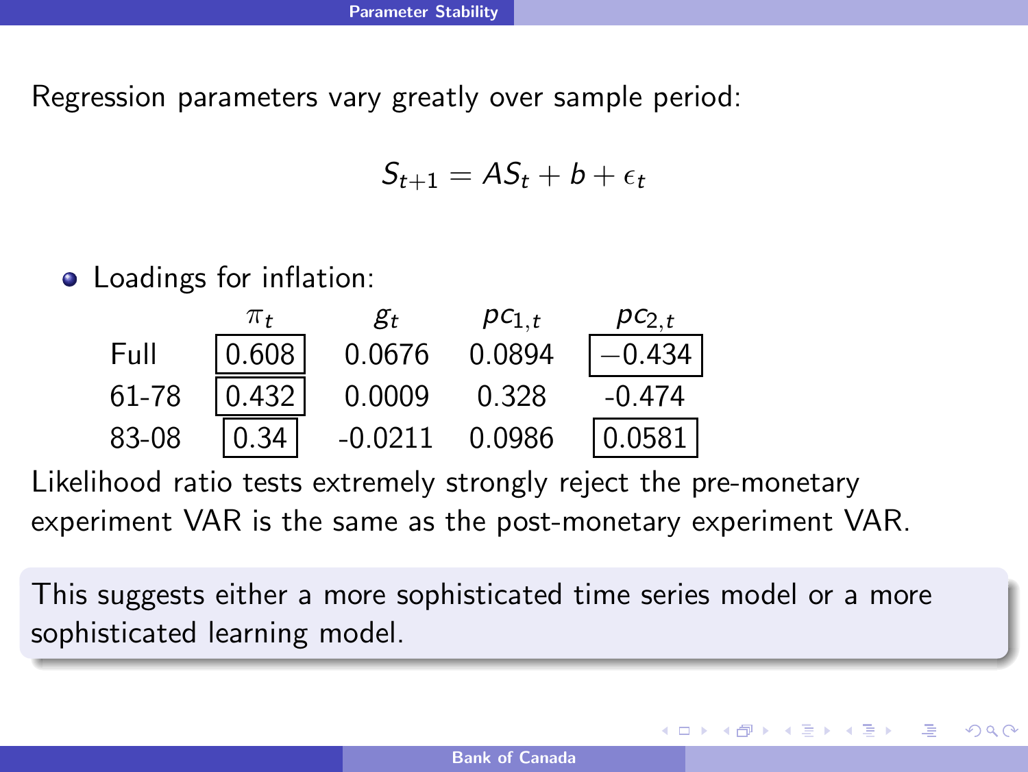## Parameter Stability

Regression parameters vary greatly over sample period:

$$S_{t+1} = AS_t + b + \epsilon_t$$

- Loadings for inflation:

| | $\pi_t$ | $g_t$ | $pc_{1,t}$ | $pc_{2,t}$ |
|---|---|---|---|---|
| Full | 0.608 | 0.0676 | 0.0894 | $-0.434$ |
| 61-78 | 0.432 | 0.0009 | 0.328 | -0.474 |
| 83-08 | 0.34 | -0.0211 | 0.0986 | 0.0581 |

Likelihood ratio tests extremely strongly reject the pre-monetary experiment VAR is the same as the post-monetary experiment VAR.

This suggests either a more sophisticated time series model or a more sophisticated learning model.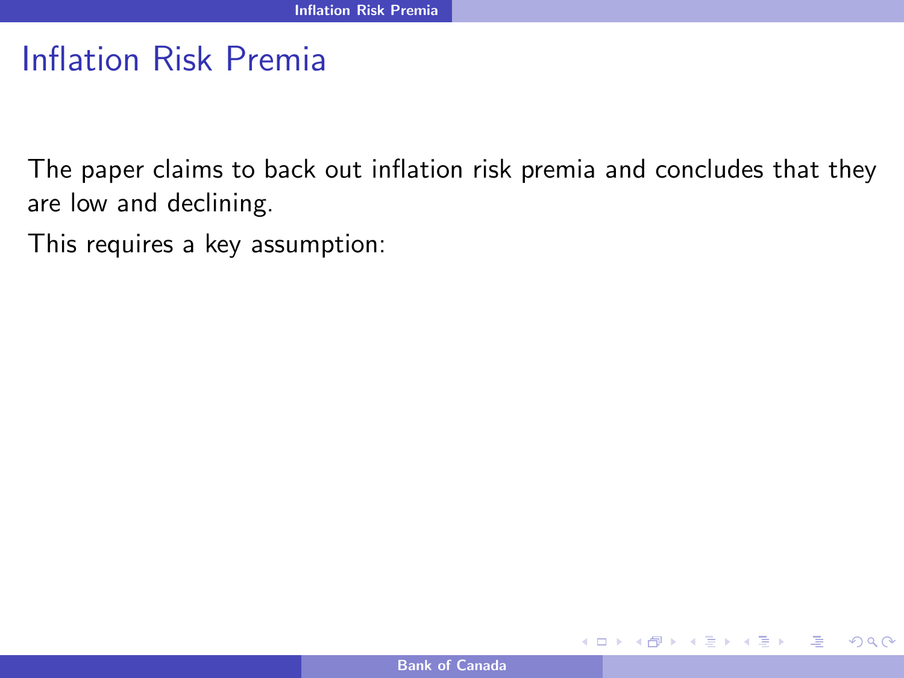# Inflation Risk Premia

The paper claims to back out inflation risk premia and concludes that they are low and declining.

This requires a key assumption: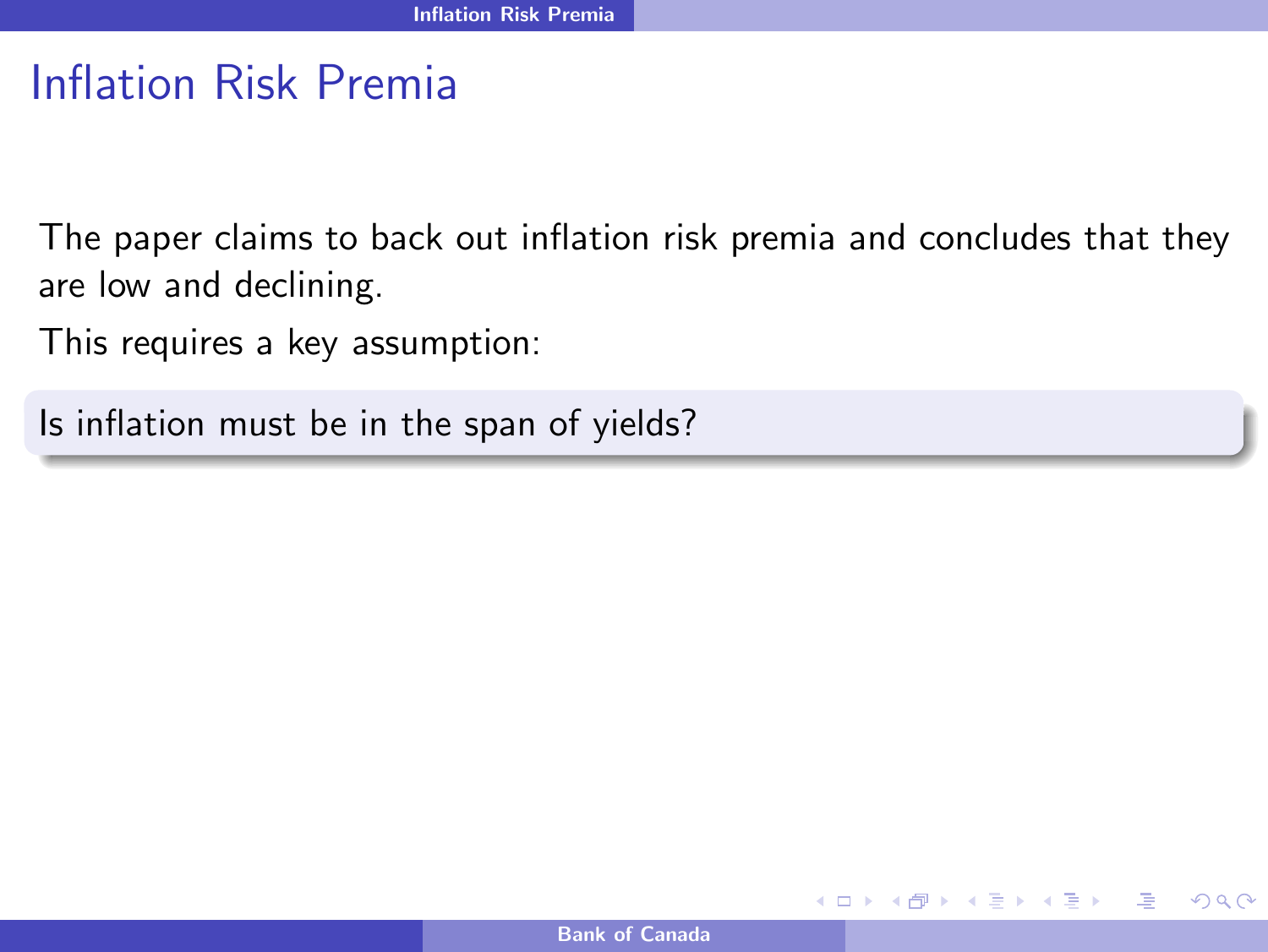# Inflation Risk Premia

The paper claims to back out inflation risk premia and concludes that they are low and declining.

This requires a key assumption:

Is inflation must be in the span of yields?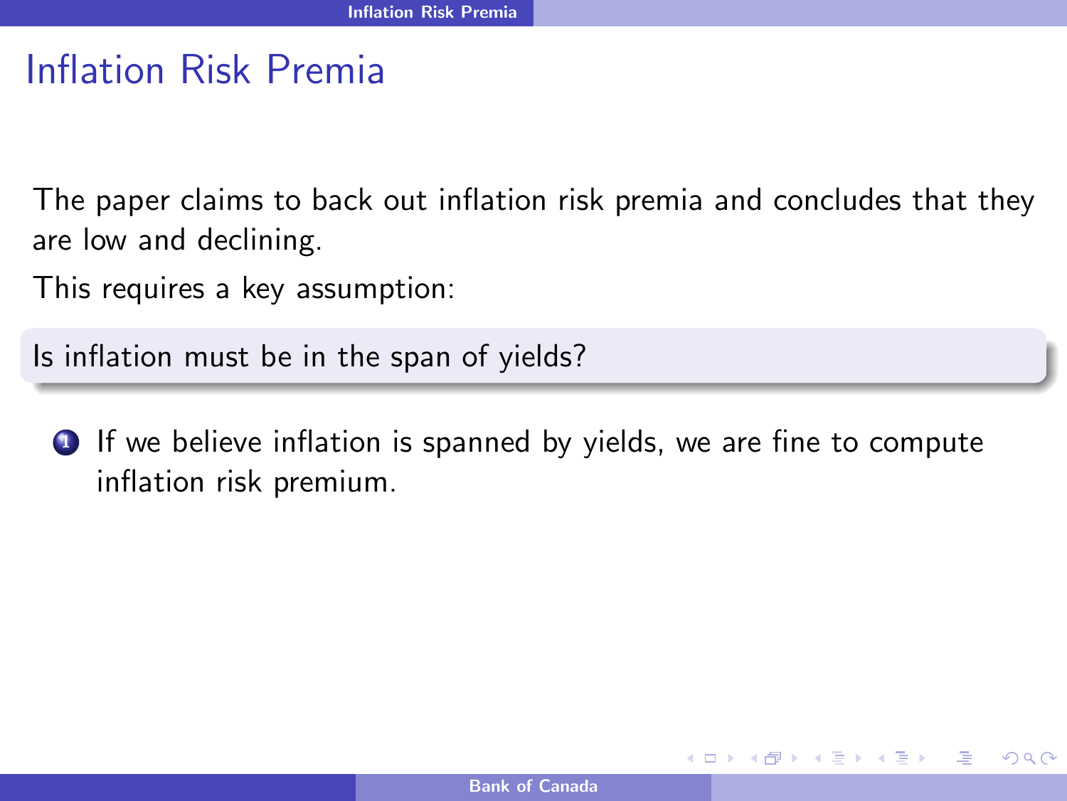# Inflation Risk Premia

The paper claims to back out inflation risk premia and concludes that they are low and declining.

This requires a key assumption:

Is inflation must be in the span of yields?

1. If we believe inflation is spanned by yields, we are fine to compute inflation risk premium.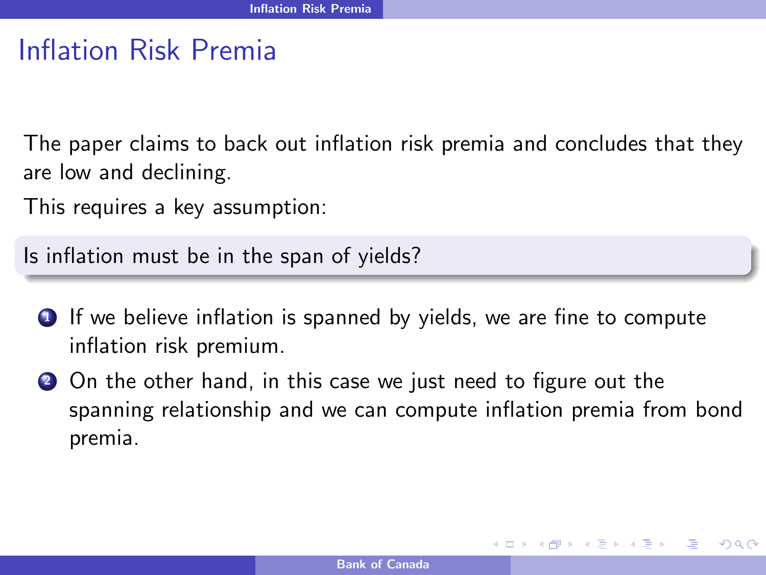# Inflation Risk Premia

The paper claims to back out inflation risk premia and concludes that they are low and declining.

This requires a key assumption:

**Is inflation must be in the span of yields?**

1. If we believe inflation is spanned by yields, we are fine to compute inflation risk premium.
2. On the other hand, in this case we just need to figure out the spanning relationship and we can compute inflation premia from bond premia.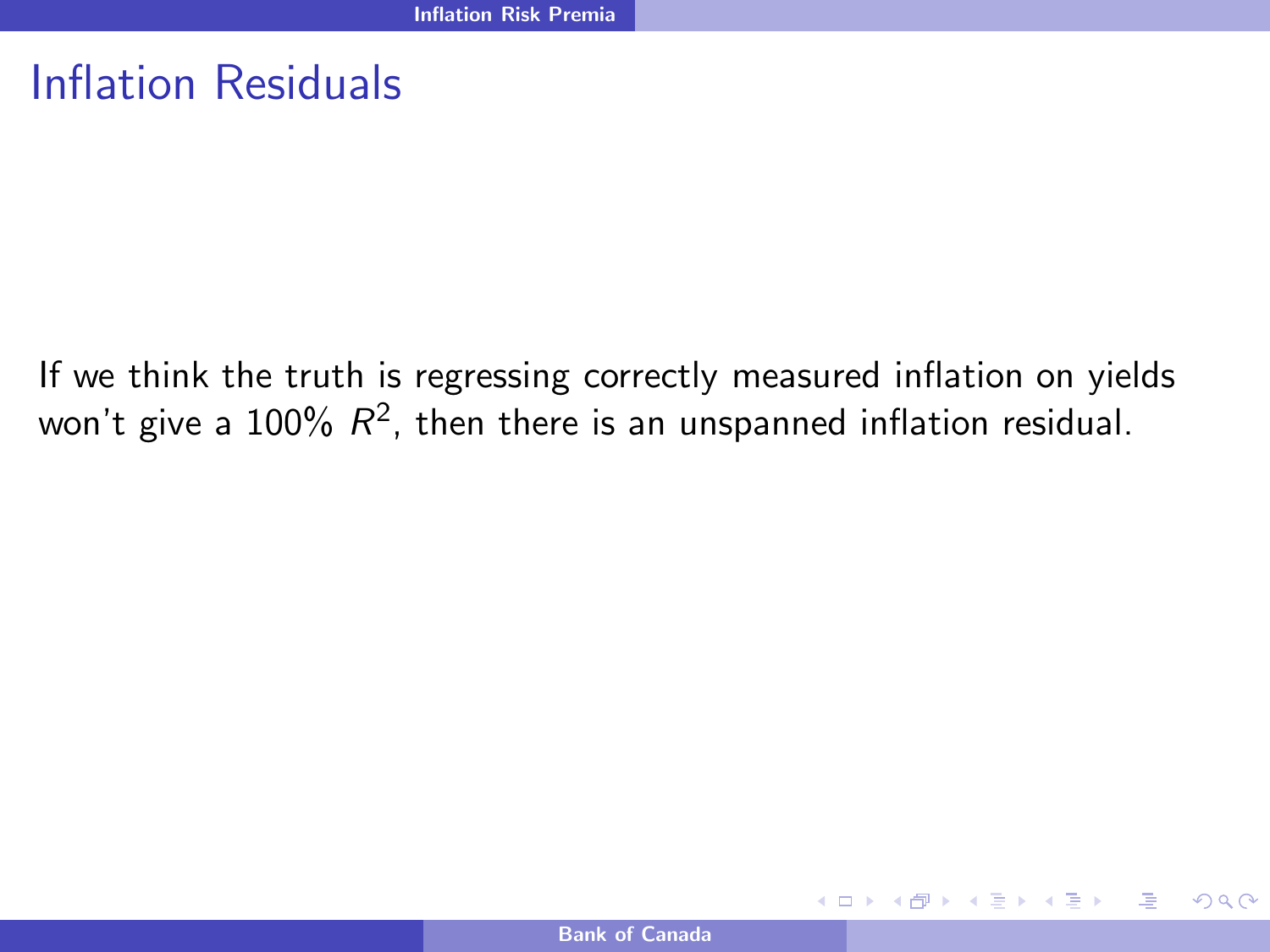# Inflation Residuals

If we think the truth is regressing correctly measured inflation on yields won't give a 100% $R^2$, then there is an unspanned inflation residual.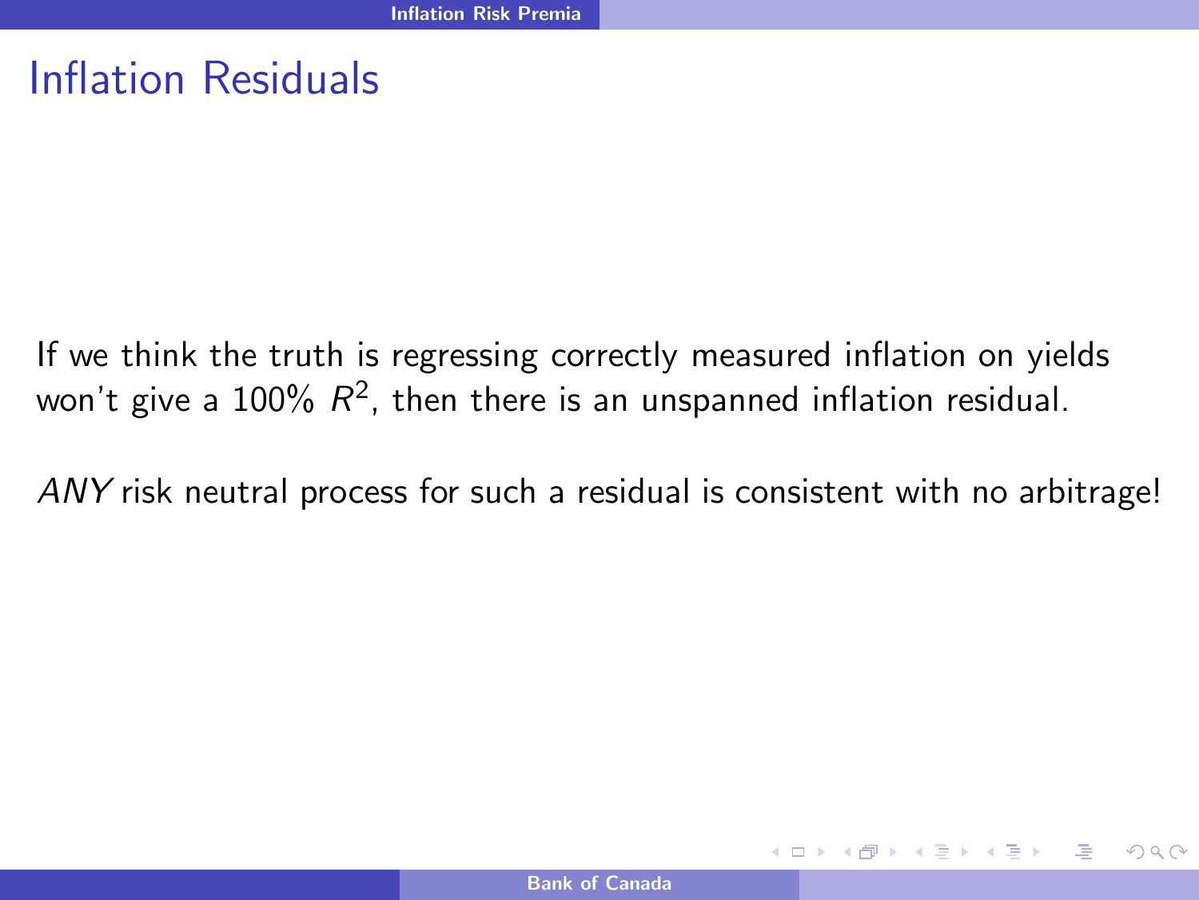# Inflation Residuals

If we think the truth is regressing correctly measured inflation on yields won't give a 100% $R^2$, then there is an unspanned inflation residual.

*ANY* risk neutral process for such a residual is consistent with no arbitrage!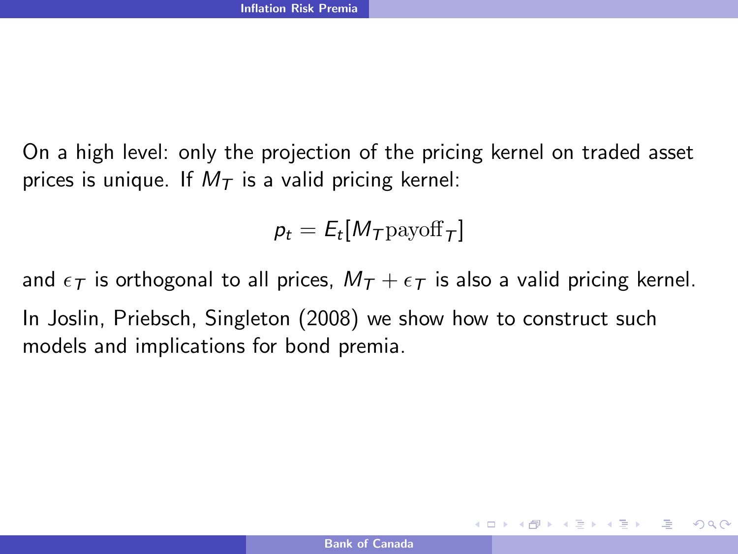On a high level: only the projection of the pricing kernel on traded asset prices is unique. If $M_T$ is a valid pricing kernel:

$$p_t = E_t[M_T \text{payoff}_T]$$

and $\epsilon_T$ is orthogonal to all prices, $M_T + \epsilon_T$ is also a valid pricing kernel.

In Joslin, Priebsch, Singleton (2008) we show how to construct such models and implications for bond premia.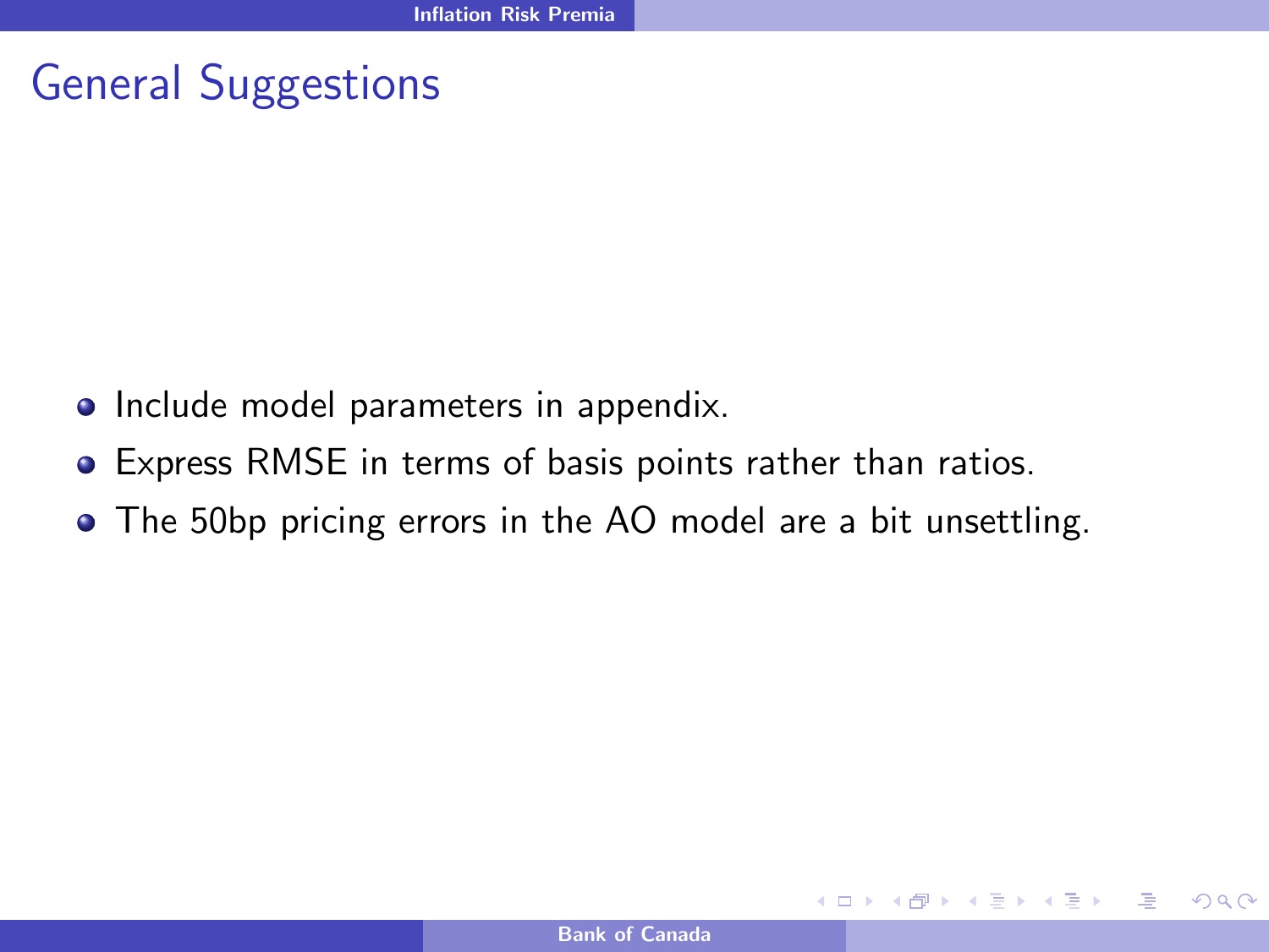## General Suggestions

- Include model parameters in appendix.
- Express RMSE in terms of basis points rather than ratios.
- The 50bp pricing errors in the AO model are a bit unsettling.